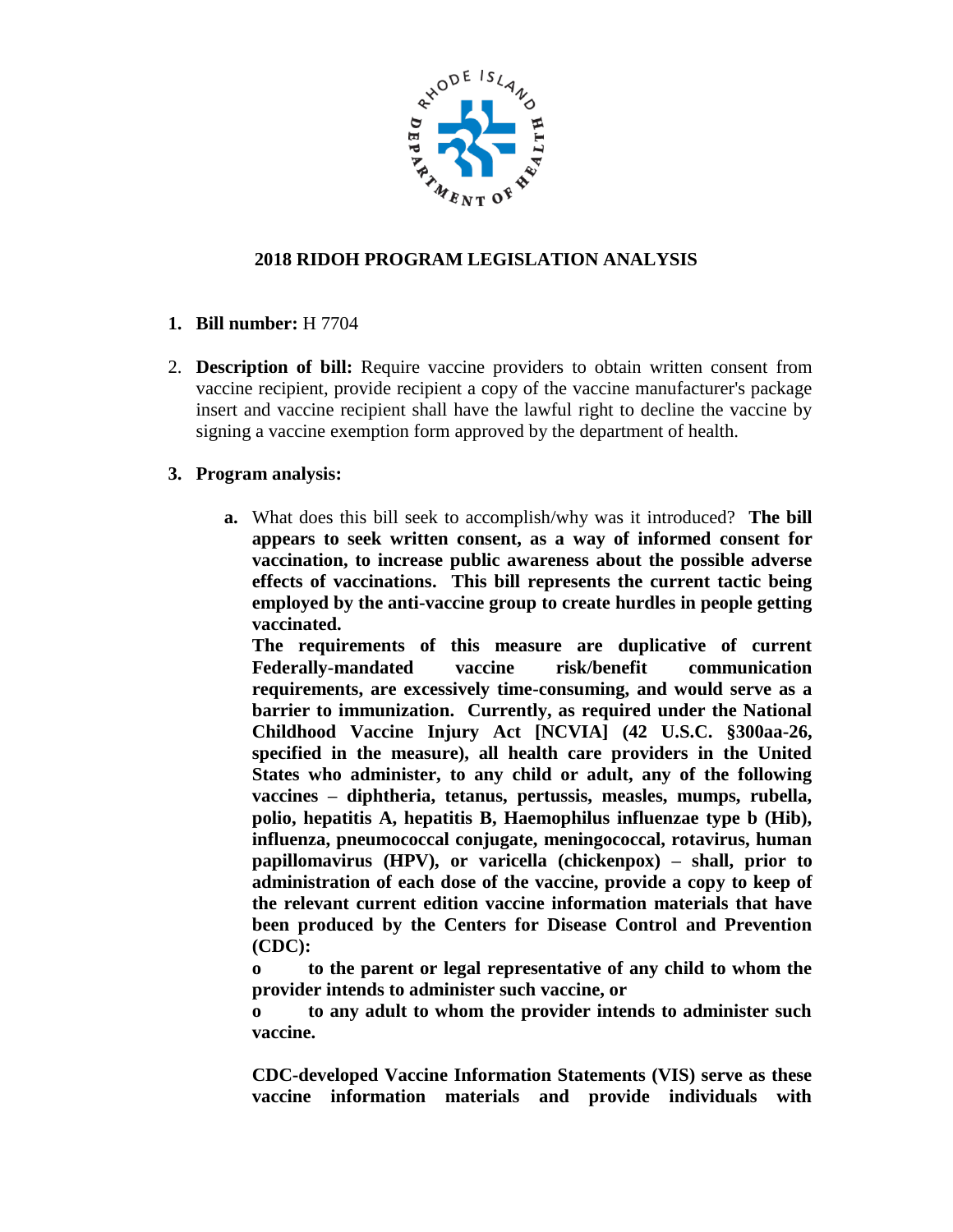## 2018 RIDOH PROGRAM LEGISLATION ANALYSIS

1. **Bill number:** H 7704

2. **Description of bill:** Require vaccine providers to obtain written consent from vaccine recipient, provide recipient a copy of the vaccine manufacturer's package insert and vaccine recipient shall have the lawful right to decline the vaccine by signing a vaccine exemption form approved by the department of health.

3. **Program analysis:**

   a. What does this bill seek to accomplish/why was it introduced? **The bill appears to seek written consent, as a way of informed consent for vaccination, to increase public awareness about the possible adverse effects of vaccinations. This bill represents the current tactic being employed by the anti-vaccine group to create hurdles in people getting vaccinated.**

   **The requirements of this measure are duplicative of current Federally-mandated vaccine risk/benefit communication requirements, are excessively time-consuming, and would serve as a barrier to immunization. Currently, as required under the National Childhood Vaccine Injury Act [NCVIA] (42 U.S.C. §300aa-26, specified in the measure), all health care providers in the United States who administer, to any child or adult, any of the following vaccines – diphtheria, tetanus, pertussis, measles, mumps, rubella, polio, hepatitis A, hepatitis B, Haemophilus influenzae type b (Hib), influenza, pneumococcal conjugate, meningococcal, rotavirus, human papillomavirus (HPV), or varicella (chickenpox) – shall, prior to administration of each dose of the vaccine, provide a copy to keep of the relevant current edition vaccine information materials that have been produced by the Centers for Disease Control and Prevention (CDC):**

   - **to the parent or legal representative of any child to whom the provider intends to administer such vaccine, or**
   - **to any adult to whom the provider intends to administer such vaccine.**

   **CDC-developed Vaccine Information Statements (VIS) serve as these vaccine information materials and provide individuals with**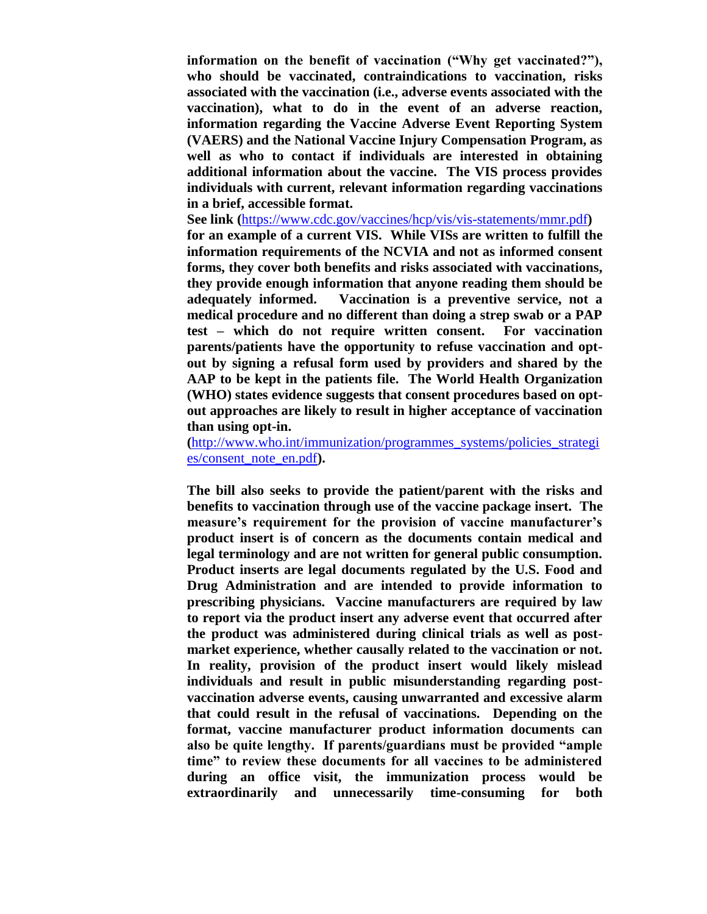**information on the benefit of vaccination ("Why get vaccinated?"), who should be vaccinated, contraindications to vaccination, risks associated with the vaccination (i.e., adverse events associated with the vaccination), what to do in the event of an adverse reaction, information regarding the Vaccine Adverse Event Reporting System (VAERS) and the National Vaccine Injury Compensation Program, as well as who to contact if individuals are interested in obtaining additional information about the vaccine. The VIS process provides individuals with current, relevant information regarding vaccinations in a brief, accessible format.**

**See link (**[https://www.cdc.gov/vaccines/hcp/vis/vis-statements/mmr.pdf](https://www.cdc.gov/vaccines/hcp/vis/vis-statements/mmr.pdf)**) for an example of a current VIS. While VISs are written to fulfill the information requirements of the NCVIA and not as informed consent forms, they cover both benefits and risks associated with vaccinations, they provide enough information that anyone reading them should be adequately informed. Vaccination is a preventive service, not a medical procedure and no different than doing a strep swab or a PAP test – which do not require written consent. For vaccination parents/patients have the opportunity to refuse vaccination and opt-out by signing a refusal form used by providers and shared by the AAP to be kept in the patients file. The World Health Organization (WHO) states evidence suggests that consent procedures based on opt-out approaches are likely to result in higher acceptance of vaccination than using opt-in.**

**(**[http://www.who.int/immunization/programmes_systems/policies_strategies/consent_note_en.pdf](http://www.who.int/immunization/programmes_systems/policies_strategies/consent_note_en.pdf)**).**

**The bill also seeks to provide the patient/parent with the risks and benefits to vaccination through use of the vaccine package insert. The measure's requirement for the provision of vaccine manufacturer's product insert is of concern as the documents contain medical and legal terminology and are not written for general public consumption. Product inserts are legal documents regulated by the U.S. Food and Drug Administration and are intended to provide information to prescribing physicians. Vaccine manufacturers are required by law to report via the product insert any adverse event that occurred after the product was administered during clinical trials as well as post-market experience, whether causally related to the vaccination or not. In reality, provision of the product insert would likely mislead individuals and result in public misunderstanding regarding post-vaccination adverse events, causing unwarranted and excessive alarm that could result in the refusal of vaccinations. Depending on the format, vaccine manufacturer product information documents can also be quite lengthy. If parents/guardians must be provided "ample time" to review these documents for all vaccines to be administered during an office visit, the immunization process would be extraordinarily and unnecessarily time-consuming for both**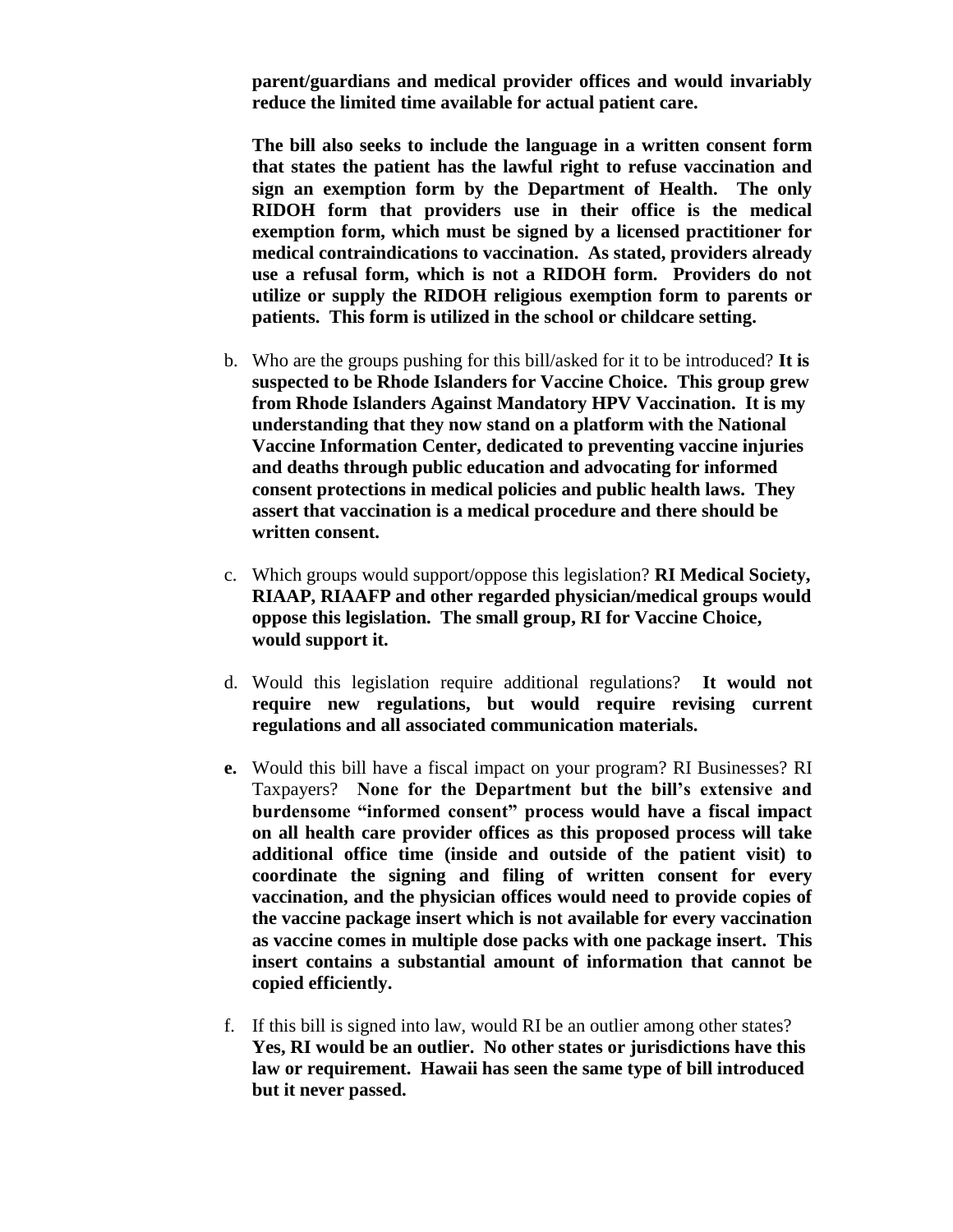**parent/guardians and medical provider offices and would invariably reduce the limited time available for actual patient care.**

**The bill also seeks to include the language in a written consent form that states the patient has the lawful right to refuse vaccination and sign an exemption form by the Department of Health. The only RIDOH form that providers use in their office is the medical exemption form, which must be signed by a licensed practitioner for medical contraindications to vaccination. As stated, providers already use a refusal form, which is not a RIDOH form. Providers do not utilize or supply the RIDOH religious exemption form to parents or patients. This form is utilized in the school or childcare setting.**

b. Who are the groups pushing for this bill/asked for it to be introduced? **It is suspected to be Rhode Islanders for Vaccine Choice. This group grew from Rhode Islanders Against Mandatory HPV Vaccination. It is my understanding that they now stand on a platform with the National Vaccine Information Center, dedicated to preventing vaccine injuries and deaths through public education and advocating for informed consent protections in medical policies and public health laws. They assert that vaccination is a medical procedure and there should be written consent.**

c. Which groups would support/oppose this legislation? **RI Medical Society, RIAAP, RIAAFP and other regarded physician/medical groups would oppose this legislation. The small group, RI for Vaccine Choice, would support it.**

d. Would this legislation require additional regulations? **It would not require new regulations, but would require revising current regulations and all associated communication materials.**

**e.** Would this bill have a fiscal impact on your program? RI Businesses? RI Taxpayers? **None for the Department but the bill's extensive and burdensome "informed consent" process would have a fiscal impact on all health care provider offices as this proposed process will take additional office time (inside and outside of the patient visit) to coordinate the signing and filing of written consent for every vaccination, and the physician offices would need to provide copies of the vaccine package insert which is not available for every vaccination as vaccine comes in multiple dose packs with one package insert. This insert contains a substantial amount of information that cannot be copied efficiently.**

f. If this bill is signed into law, would RI be an outlier among other states? **Yes, RI would be an outlier. No other states or jurisdictions have this law or requirement. Hawaii has seen the same type of bill introduced but it never passed.**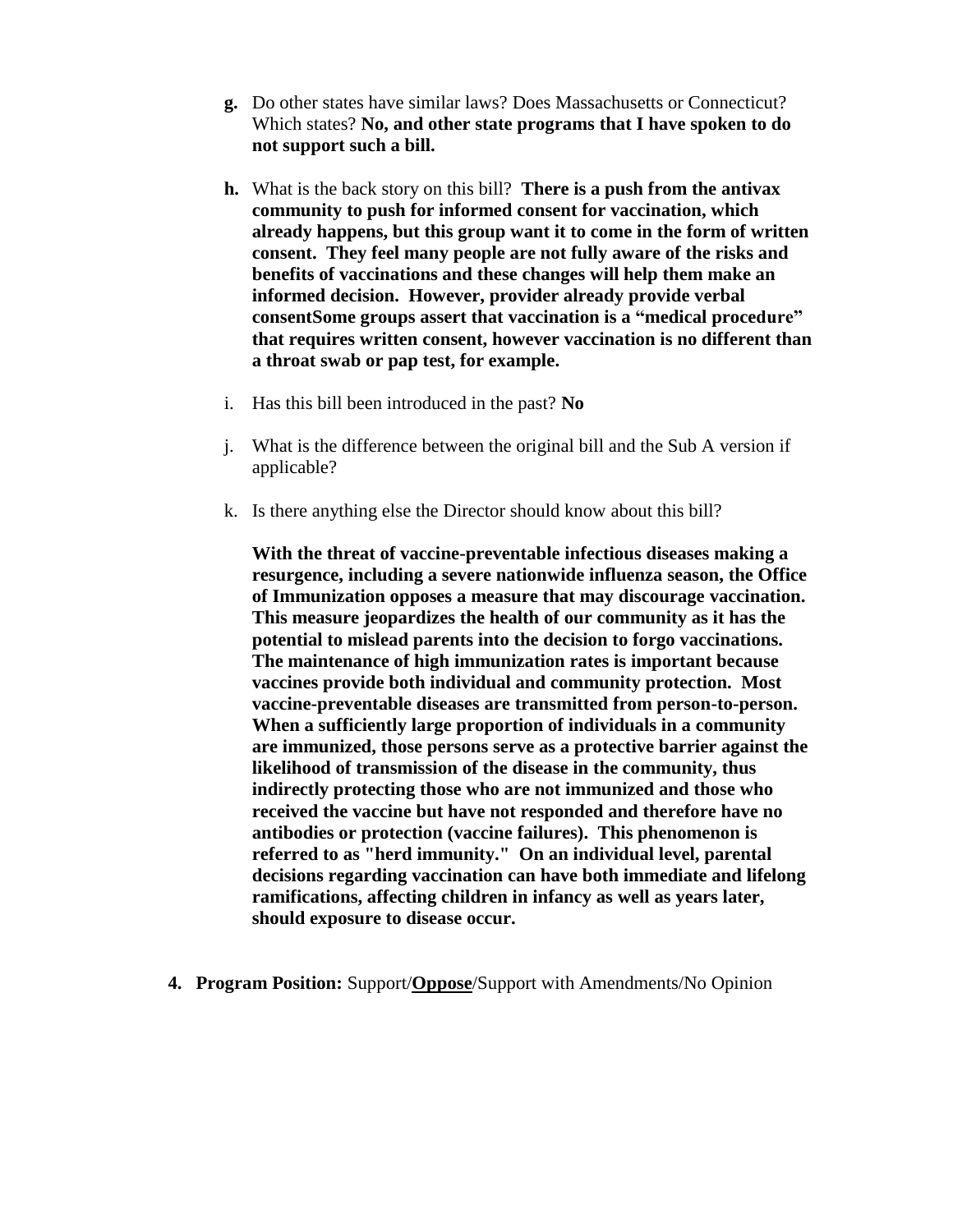- **g.** Do other states have similar laws? Does Massachusetts or Connecticut? Which states? **No, and other state programs that I have spoken to do not support such a bill.**

- **h.** What is the back story on this bill? **There is a push from the antivax community to push for informed consent for vaccination, which already happens, but this group want it to come in the form of written consent. They feel many people are not fully aware of the risks and benefits of vaccinations and these changes will help them make an informed decision. However, provider already provide verbal consentSome groups assert that vaccination is a "medical procedure" that requires written consent, however vaccination is no different than a throat swab or pap test, for example.**

- i. Has this bill been introduced in the past? **No**

- j. What is the difference between the original bill and the Sub A version if applicable?

- k. Is there anything else the Director should know about this bill?

  **With the threat of vaccine-preventable infectious diseases making a resurgence, including a severe nationwide influenza season, the Office of Immunization opposes a measure that may discourage vaccination. This measure jeopardizes the health of our community as it has the potential to mislead parents into the decision to forgo vaccinations. The maintenance of high immunization rates is important because vaccines provide both individual and community protection. Most vaccine-preventable diseases are transmitted from person-to-person. When a sufficiently large proportion of individuals in a community are immunized, those persons serve as a protective barrier against the likelihood of transmission of the disease in the community, thus indirectly protecting those who are not immunized and those who received the vaccine but have not responded and therefore have no antibodies or protection (vaccine failures). This phenomenon is referred to as "herd immunity." On an individual level, parental decisions regarding vaccination can have both immediate and lifelong ramifications, affecting children in infancy as well as years later, should exposure to disease occur.**

**4. Program Position:** Support/<u>**Oppose**</u>/Support with Amendments/No Opinion